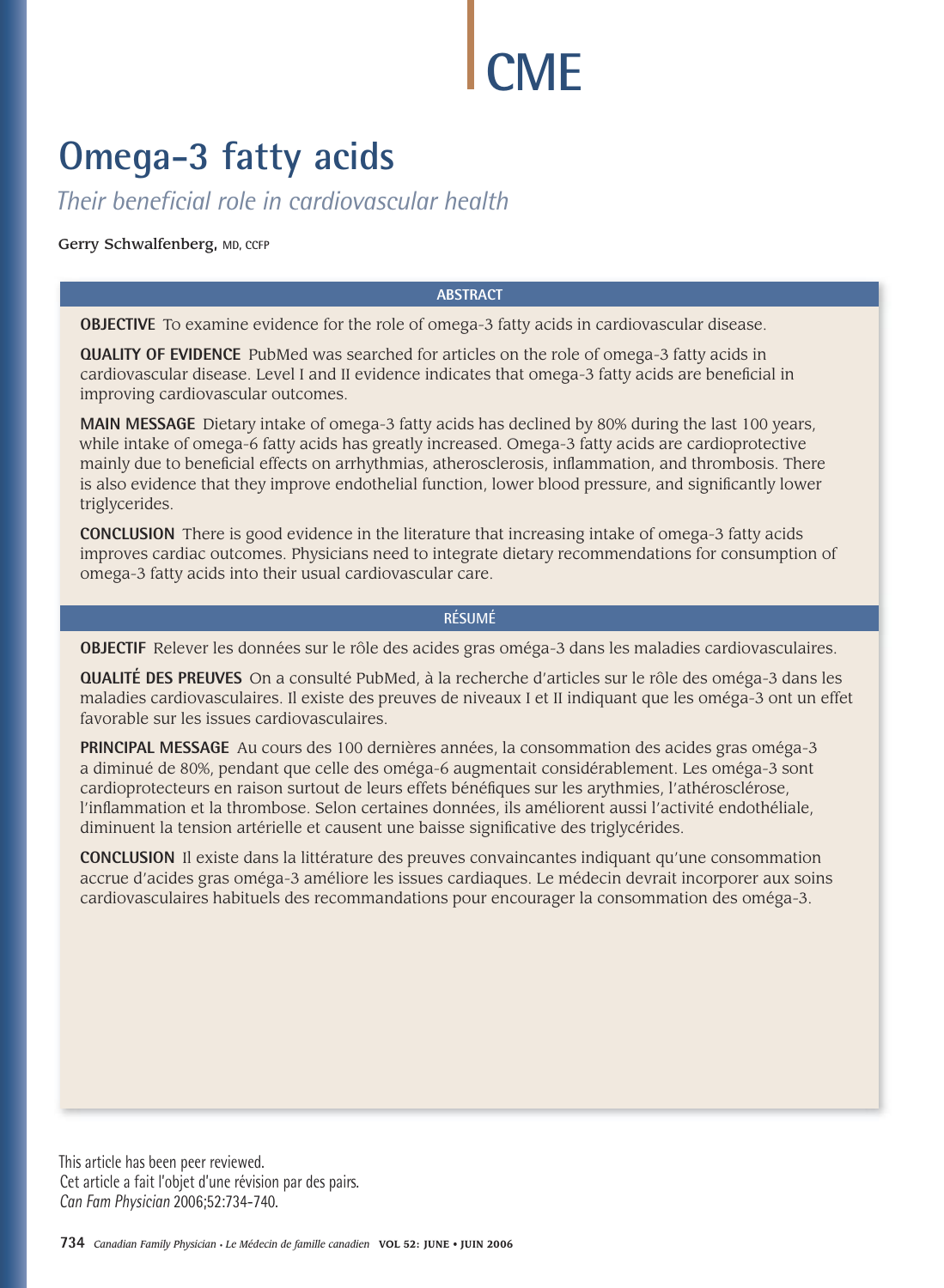CME

# Omega-3 fatty acids

*Their beneficial role in cardiovascular health*

Gerry Schwalfenberg, MD, CCFP

## ABSTRACT

**OBJECTIVE** To examine evidence for the role of omega-3 fatty acids in cardiovascular disease.

**QUALITY OF EVIDENCE** PubMed was searched for articles on the role of omega-3 fatty acids in cardiovascular disease. Level I and II evidence indicates that omega-3 fatty acids are beneficial in improving cardiovascular outcomes.

**MAIN MESSAGE** Dietary intake of omega-3 fatty acids has declined by 80% during the last 100 years, while intake of omega-6 fatty acids has greatly increased. Omega-3 fatty acids are cardioprotective mainly due to beneficial effects on arrhythmias, atherosclerosis, inflammation, and thrombosis. There is also evidence that they improve endothelial function, lower blood pressure, and significantly lower triglycerides.

**CONCLUSION** There is good evidence in the literature that increasing intake of omega-3 fatty acids improves cardiac outcomes. Physicians need to integrate dietary recommendations for consumption of omega-3 fatty acids into their usual cardiovascular care.

## RÉSUMÉ

**OBJECTIF** Relever les données sur le rôle des acides gras oméga-3 dans les maladies cardiovasculaires.

**QUALITÉ DES PREUVES** On a consulté PubMed, à la recherche d'articles sur le rôle des oméga-3 dans les maladies cardiovasculaires. Il existe des preuves de niveaux I et II indiquant que les oméga-3 ont un effet favorable sur les issues cardiovasculaires.

**PRINCIPAL MESSAGE** Au cours des 100 dernières années, la consommation des acides gras oméga-3 a diminué de 80%, pendant que celle des oméga-6 augmentait considérablement. Les oméga-3 sont cardioprotecteurs en raison surtout de leurs effets bénéfiques sur les arythmies, l'athérosclérose, l'inflammation et la thrombose. Selon certaines données, ils améliorent aussi l'activité endothéliale, diminuent la tension artérielle et causent une baisse significative des triglycérides.

**CONCLUSION** Il existe dans la littérature des preuves convaincantes indiquant qu'une consommation accrue d'acides gras oméga-3 améliore les issues cardiaques. Le médecin devrait incorporer aux soins cardiovasculaires habituels des recommandations pour encourager la consommation des oméga-3.

This article has been peer reviewed.
Cet article a fait l'objet d'une révision par des pairs.
*Can Fam Physician* 2006;52:734-740.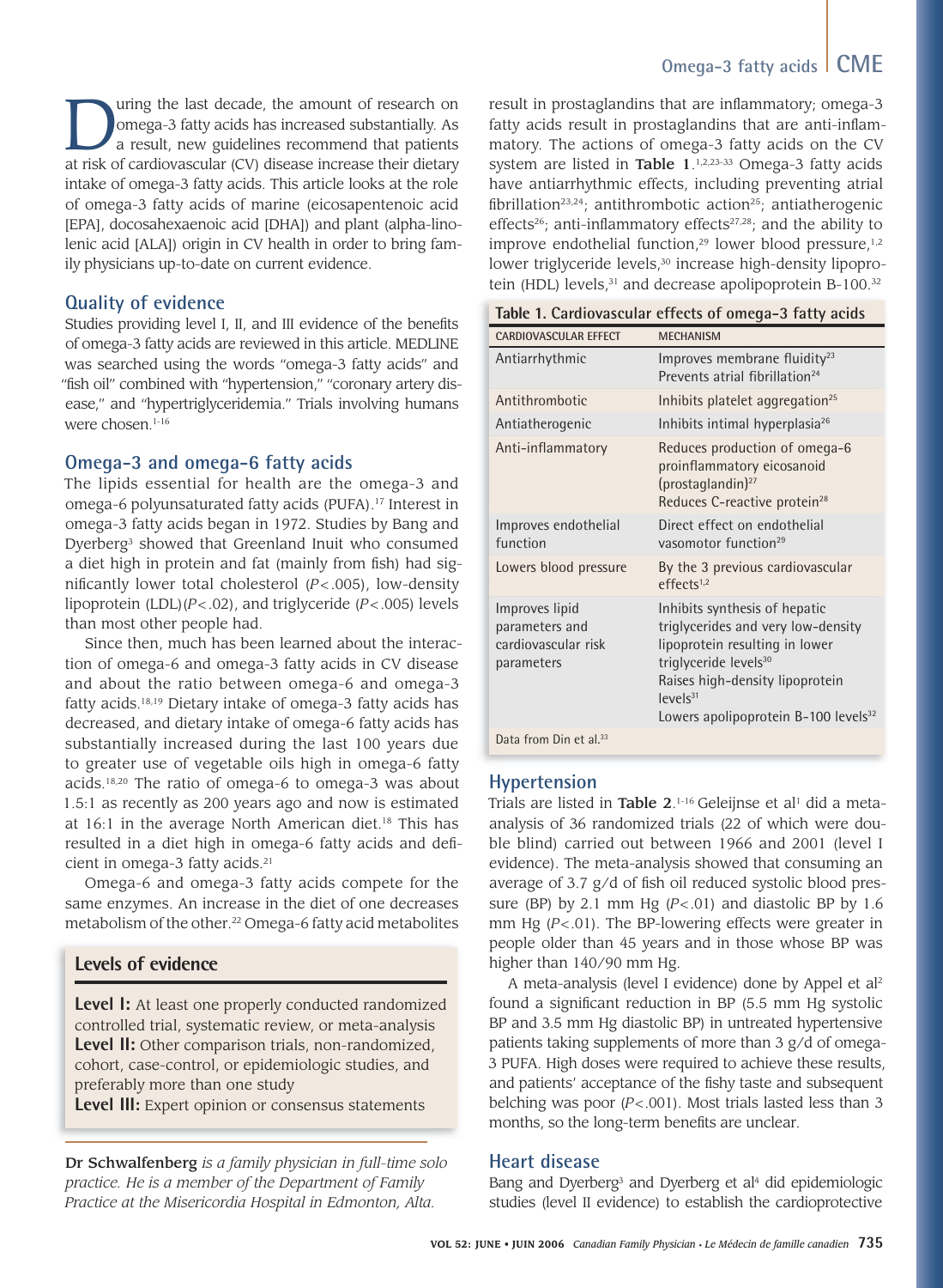During the last decade, the amount of research on omega-3 fatty acids has increased substantially. As a result, new guidelines recommend that patients at risk of cardiovascular (CV) disease increase their dietary intake of omega-3 fatty acids. This article looks at the role of omega-3 fatty acids of marine (eicosapentenoic acid [EPA], docosahexaenoic acid [DHA]) and plant (alpha-linolenic acid [ALA]) origin in CV health in order to bring family physicians up-to-date on current evidence.

## Quality of evidence

Studies providing level I, II, and III evidence of the benefits of omega-3 fatty acids are reviewed in this article. MEDLINE was searched using the words "omega-3 fatty acids" and "fish oil" combined with "hypertension," "coronary artery disease," and "hypertriglyceridemia." Trials involving humans were chosen.[1-16]

## Omega-3 and omega-6 fatty acids

The lipids essential for health are the omega-3 and omega-6 polyunsaturated fatty acids (PUFA).[17] Interest in omega-3 fatty acids began in 1972. Studies by Bang and Dyerberg[3] showed that Greenland Inuit who consumed a diet high in protein and fat (mainly from fish) had significantly lower total cholesterol ($P<.005$), low-density lipoprotein (LDL)($P<.02$), and triglyceride ($P<.005$) levels than most other people had.

Since then, much has been learned about the interaction of omega-6 and omega-3 fatty acids in CV disease and about the ratio between omega-6 and omega-3 fatty acids.[18,19] Dietary intake of omega-3 fatty acids has decreased, and dietary intake of omega-6 fatty acids has substantially increased during the last 100 years due to greater use of vegetable oils high in omega-6 fatty acids.[18,20] The ratio of omega-6 to omega-3 was about 1.5:1 as recently as 200 years ago and now is estimated at 16:1 in the average North American diet.[18] This has resulted in a diet high in omega-6 fatty acids and deficient in omega-3 fatty acids.[21]

Omega-6 and omega-3 fatty acids compete for the same enzymes. An increase in the diet of one decreases metabolism of the other.[22] Omega-6 fatty acid metabolites result in prostaglandins that are inflammatory; omega-3 fatty acids result in prostaglandins that are anti-inflammatory. The actions of omega-3 fatty acids on the CV system are listed in **Table 1**.[1,2,23-33] Omega-3 fatty acids have antiarrhythmic effects, including preventing atrial fibrillation[23,24]; antithrombotic action[25]; antiatherogenic effects[26]; anti-inflammatory effects[27,28]; and the ability to improve endothelial function,[29] lower blood pressure,[1,2] lower triglyceride levels,[30] increase high-density lipoprotein (HDL) levels,[31] and decrease apolipoprotein B-100.[32]

> **Levels of evidence**
>
> **Level I:** At least one properly conducted randomized controlled trial, systematic review, or meta-analysis
> **Level II:** Other comparison trials, non-randomized, cohort, case-control, or epidemiologic studies, and preferably more than one study
> **Level III:** Expert opinion or consensus statements

**Dr Schwalfenberg** *is a family physician in full-time solo practice. He is a member of the Department of Family Practice at the Misericordia Hospital in Edmonton, Alta.*

**Table 1. Cardiovascular effects of omega-3 fatty acids**

| CARDIOVASCULAR EFFECT | MECHANISM |
|---|---|
| Antiarrhythmic | Improves membrane fluidity[23]<br>Prevents atrial fibrillation[24] |
| Antithrombotic | Inhibits platelet aggregation[25] |
| Antiatherogenic | Inhibits intimal hyperplasia[26] |
| Anti-inflammatory | Reduces production of omega-6 proinflammatory eicosanoid (prostaglandin)[27]<br>Reduces C-reactive protein[28] |
| Improves endothelial function | Direct effect on endothelial vasomotor function[29] |
| Lowers blood pressure | By the 3 previous cardiovascular effects[1,2] |
| Improves lipid parameters and cardiovascular risk parameters | Inhibits synthesis of hepatic triglycerides and very low-density lipoprotein resulting in lower triglyceride levels[30]<br>Raises high-density lipoprotein levels[31]<br>Lowers apolipoprotein B-100 levels[32] |

Data from Din et al.[33]

## Hypertension

Trials are listed in **Table 2**.[1-16] Geleijnse et al[1] did a meta-analysis of 36 randomized trials (22 of which were double blind) carried out between 1966 and 2001 (level I evidence). The meta-analysis showed that consuming an average of 3.7 g/d of fish oil reduced systolic blood pressure (BP) by 2.1 mm Hg ($P<.01$) and diastolic BP by 1.6 mm Hg ($P<.01$). The BP-lowering effects were greater in people older than 45 years and in those whose BP was higher than 140/90 mm Hg.

A meta-analysis (level I evidence) done by Appel et al[2] found a significant reduction in BP (5.5 mm Hg systolic BP and 3.5 mm Hg diastolic BP) in untreated hypertensive patients taking supplements of more than 3 g/d of omega-3 PUFA. High doses were required to achieve these results, and patients' acceptance of the fishy taste and subsequent belching was poor ($P<.001$). Most trials lasted less than 3 months, so the long-term benefits are unclear.

## Heart disease

Bang and Dyerberg[3] and Dyerberg et al[4] did epidemiologic studies (level II evidence) to establish the cardioprotective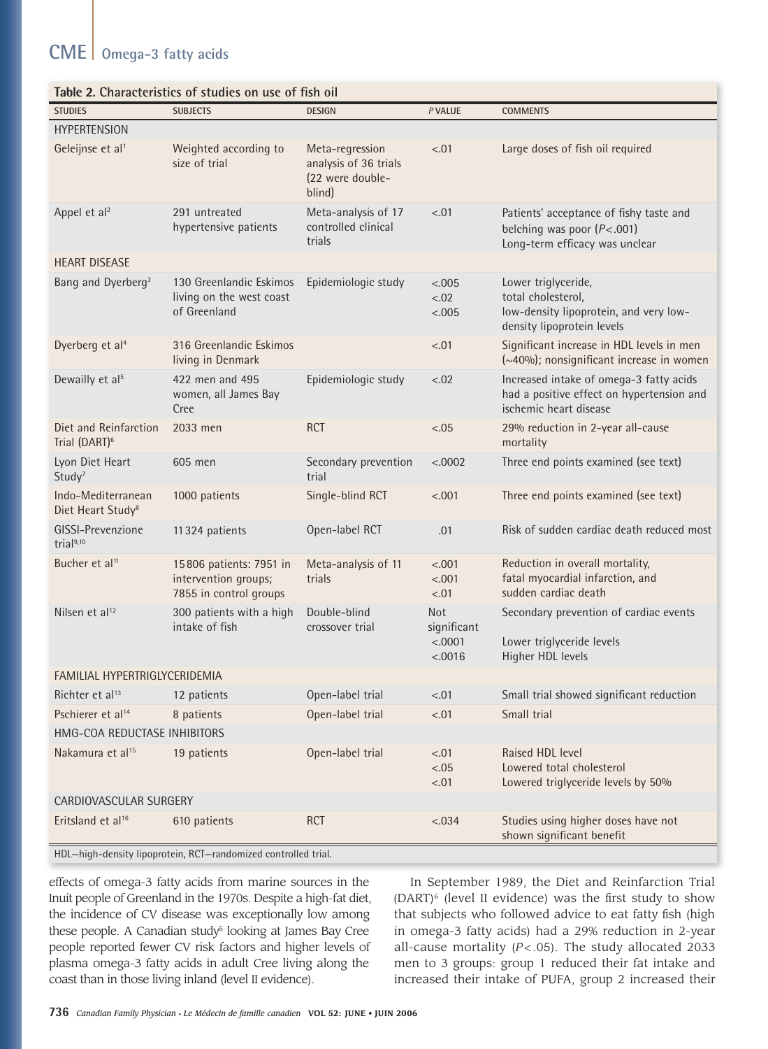**Table 2. Characteristics of studies on use of fish oil**

| STUDIES | SUBJECTS | DESIGN | *P* VALUE | COMMENTS |
|---|---|---|---|---|
| HYPERTENSION | | | | |
| Geleijnse et al[1] | Weighted according to size of trial | Meta-regression analysis of 36 trials (22 were double-blind) | <.01 | Large doses of fish oil required |
| Appel et al[2] | 291 untreated hypertensive patients | Meta-analysis of 17 controlled clinical trials | <.01 | Patients' acceptance of fishy taste and belching was poor ($P<.001$) Long-term efficacy was unclear |
| HEART DISEASE | | | | |
| Bang and Dyerberg[3] | 130 Greenlandic Eskimos living on the west coast of Greenland | Epidemiologic study | <.005 <.02 <.005 | Lower triglyceride, total cholesterol, low-density lipoprotein, and very low-density lipoprotein levels |
| Dyerberg et al[4] | 316 Greenlandic Eskimos living in Denmark | | <.01 | Significant increase in HDL levels in men (~40%); nonsignificant increase in women |
| Dewailly et al[5] | 422 men and 495 women, all James Bay Cree | Epidemiologic study | <.02 | Increased intake of omega-3 fatty acids had a positive effect on hypertension and ischemic heart disease |
| Diet and Reinfarction Trial (DART)[6] | 2033 men | RCT | <.05 | 29% reduction in 2-year all-cause mortality |
| Lyon Diet Heart Study[7] | 605 men | Secondary prevention trial | <.0002 | Three end points examined (see text) |
| Indo-Mediterranean Diet Heart Study[8] | 1000 patients | Single-blind RCT | <.001 | Three end points examined (see text) |
| GISSI-Prevenzione trial[9,10] | 11 324 patients | Open-label RCT | .01 | Risk of sudden cardiac death reduced most |
| Bucher et al[11] | 15 806 patients: 7951 in intervention groups; 7855 in control groups | Meta-analysis of 11 trials | <.001 <.001 <.01 | Reduction in overall mortality, fatal myocardial infarction, and sudden cardiac death |
| Nilsen et al[12] | 300 patients with a high intake of fish | Double-blind crossover trial | Not significant <.0001 <.0016 | Secondary prevention of cardiac events Lower triglyceride levels Higher HDL levels |
| FAMILIAL HYPERTRIGLYCERIDEMIA | | | | |
| Richter et al[13] | 12 patients | Open-label trial | <.01 | Small trial showed significant reduction |
| Pschierer et al[14] | 8 patients | Open-label trial | <.01 | Small trial |
| HMG-COA REDUCTASE INHIBITORS | | | | |
| Nakamura et al[15] | 19 patients | Open-label trial | <.01 <.05 <.01 | Raised HDL level Lowered total cholesterol Lowered triglyceride levels by 50% |
| CARDIOVASCULAR SURGERY | | | | |
| Eritsland et al[16] | 610 patients | RCT | <.034 | Studies using higher doses have not shown significant benefit |

HDL—high-density lipoprotein, RCT—randomized controlled trial.

effects of omega-3 fatty acids from marine sources in the Inuit people of Greenland in the 1970s. Despite a high-fat diet, the incidence of CV disease was exceptionally low among these people. A Canadian study[5] looking at James Bay Cree people reported fewer CV risk factors and higher levels of plasma omega-3 fatty acids in adult Cree living along the coast than in those living inland (level II evidence).

In September 1989, the Diet and Reinfarction Trial (DART)[6] (level II evidence) was the first study to show that subjects who followed advice to eat fatty fish (high in omega-3 fatty acids) had a 29% reduction in 2-year all-cause mortality ($P<.05$). The study allocated 2033 men to 3 groups: group 1 reduced their fat intake and increased their intake of PUFA, group 2 increased their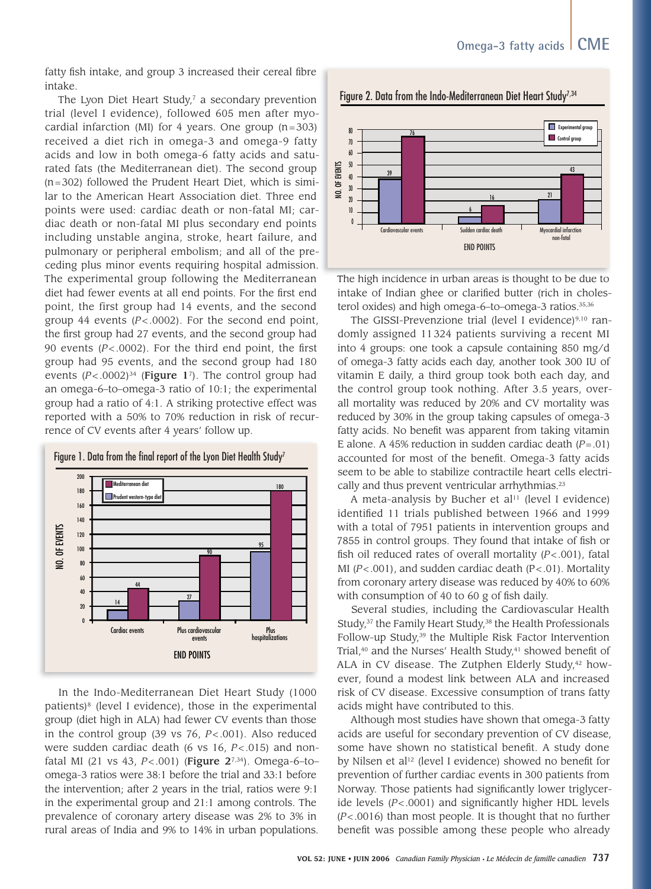fatty fish intake, and group 3 increased their cereal fibre intake.

The Lyon Diet Heart Study,[7] a secondary prevention trial (level I evidence), followed 605 men after myocardial infarction (MI) for 4 years. One group (n=303) received a diet rich in omega-3 and omega-9 fatty acids and low in both omega-6 fatty acids and saturated fats (the Mediterranean diet). The second group (n=302) followed the Prudent Heart Diet, which is similar to the American Heart Association diet. Three end points were used: cardiac death or non-fatal MI; cardiac death or non-fatal MI plus secondary end points including unstable angina, stroke, heart failure, and pulmonary or peripheral embolism; and all of the preceding plus minor events requiring hospital admission. The experimental group following the Mediterranean diet had fewer events at all end points. For the first end point, the first group had 14 events, and the second group 44 events ($P<.0002$). For the second end point, the first group had 27 events, and the second group had 90 events ($P<.0002$). For the third end point, the first group had 95 events, and the second group had 180 events ($P<.0002$)[34] (**Figure 1**[7]). The control group had an omega-6–to–omega-3 ratio of 10:1; the experimental group had a ratio of 4:1. A striking protective effect was reported with a 50% to 70% reduction in risk of recurrence of CV events after 4 years' follow up.

**Figure 1. Data from the final report of the Lyon Diet Health Study[7]**

| END POINTS | Mediterranean diet | Prudent western-type diet |
|---|---|---|
| Cardiac events | 14 | 44 |
| Plus cardiovascular events | 27 | 90 |
| Plus hospitalizations | 95 | 180 |

In the Indo-Mediterranean Diet Heart Study (1000 patients)[8] (level I evidence), those in the experimental group (diet high in ALA) had fewer CV events than those in the control group (39 vs 76, $P<.001$). Also reduced were sudden cardiac death (6 vs 16, $P<.015$) and nonfatal MI (21 vs 43, $P<.001$) (**Figure 2**[7,34]). Omega-6–to–omega-3 ratios were 38:1 before the trial and 33:1 before the intervention; after 2 years in the trial, ratios were 9:1 in the experimental group and 21:1 among controls. The prevalence of coronary artery disease was 2% to 3% in rural areas of India and 9% to 14% in urban populations.

**Figure 2. Data from the Indo-Mediterranean Diet Heart Study[7,34]**

| END POINTS | Experimental group | Control group |
|---|---|---|
| Cardiovascular events | 39 | 76 |
| Sudden cardiac death | 6 | 16 |
| Myocardial infarction non-fatal | 21 | 43 |

The high incidence in urban areas is thought to be due to intake of Indian ghee or clarified butter (rich in cholesterol oxides) and high omega-6–to–omega-3 ratios.[35,36]

The GISSI-Prevenzione trial (level I evidence)[9,10] randomly assigned 11 324 patients surviving a recent MI into 4 groups: one took a capsule containing 850 mg/d of omega-3 fatty acids each day, another took 300 IU of vitamin E daily, a third group took both each day, and the control group took nothing. After 3.5 years, overall mortality was reduced by 20% and CV mortality was reduced by 30% in the group taking capsules of omega-3 fatty acids. No benefit was apparent from taking vitamin E alone. A 45% reduction in sudden cardiac death ($P=.01$) accounted for most of the benefit. Omega-3 fatty acids seem to be able to stabilize contractile heart cells electrically and thus prevent ventricular arrhythmias.[23]

A meta-analysis by Bucher et al[11] (level I evidence) identified 11 trials published between 1966 and 1999 with a total of 7951 patients in intervention groups and 7855 in control groups. They found that intake of fish or fish oil reduced rates of overall mortality ($P<.001$), fatal MI ($P<.001$), and sudden cardiac death ($P<.01$). Mortality from coronary artery disease was reduced by 40% to 60% with consumption of 40 to 60 g of fish daily.

Several studies, including the Cardiovascular Health Study,[37] the Family Heart Study,[38] the Health Professionals Follow-up Study,[39] the Multiple Risk Factor Intervention Trial,[40] and the Nurses' Health Study,[41] showed benefit of ALA in CV disease. The Zutphen Elderly Study,[42] however, found a modest link between ALA and increased risk of CV disease. Excessive consumption of trans fatty acids might have contributed to this.

Although most studies have shown that omega-3 fatty acids are useful for secondary prevention of CV disease, some have shown no statistical benefit. A study done by Nilsen et al[12] (level I evidence) showed no benefit for prevention of further cardiac events in 300 patients from Norway. Those patients had significantly lower triglyceride levels ($P<.0001$) and significantly higher HDL levels ($P<.0016$) than most people. It is thought that no further benefit was possible among these people who already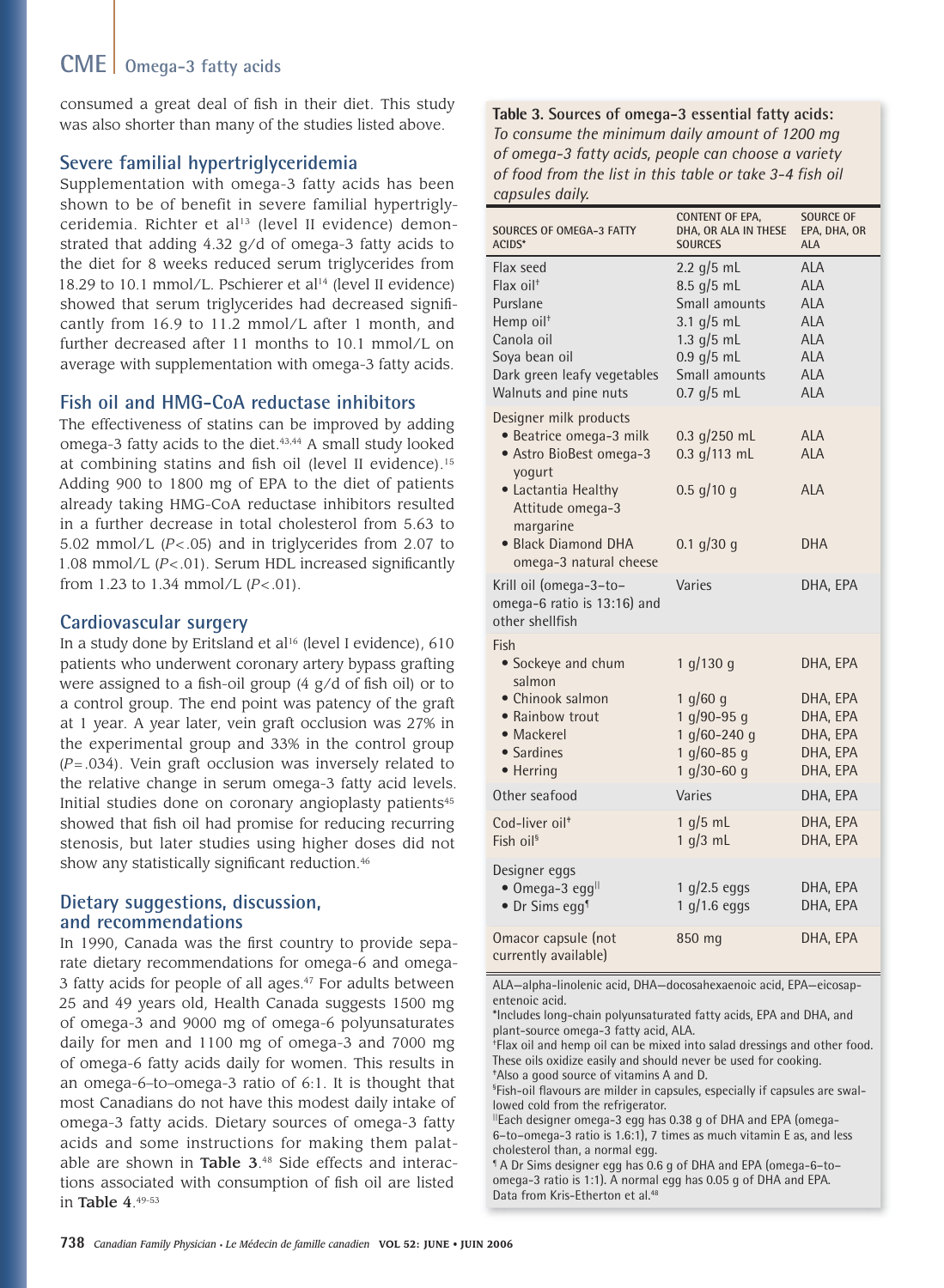consumed a great deal of fish in their diet. This study was also shorter than many of the studies listed above.

### Severe familial hypertriglyceridemia

Supplementation with omega-3 fatty acids has been shown to be of benefit in severe familial hypertriglyceridemia. Richter et al[13] (level II evidence) demonstrated that adding 4.32 g/d of omega-3 fatty acids to the diet for 8 weeks reduced serum triglycerides from 18.29 to 10.1 mmol/L. Pschierer et al[14] (level II evidence) showed that serum triglycerides had decreased significantly from 16.9 to 11.2 mmol/L after 1 month, and further decreased after 11 months to 10.1 mmol/L on average with supplementation with omega-3 fatty acids.

### Fish oil and HMG-CoA reductase inhibitors

The effectiveness of statins can be improved by adding omega-3 fatty acids to the diet.[43,44] A small study looked at combining statins and fish oil (level II evidence).[15] Adding 900 to 1800 mg of EPA to the diet of patients already taking HMG-CoA reductase inhibitors resulted in a further decrease in total cholesterol from 5.63 to 5.02 mmol/L ($P<.05$) and in triglycerides from 2.07 to 1.08 mmol/L ($P<.01$). Serum HDL increased significantly from 1.23 to 1.34 mmol/L ($P<.01$).

### Cardiovascular surgery

In a study done by Eritsland et al[16] (level I evidence), 610 patients who underwent coronary artery bypass grafting were assigned to a fish-oil group (4 g/d of fish oil) or to a control group. The end point was patency of the graft at 1 year. A year later, vein graft occlusion was 27% in the experimental group and 33% in the control group ($P=.034$). Vein graft occlusion was inversely related to the relative change in serum omega-3 fatty acid levels. Initial studies done on coronary angioplasty patients[45] showed that fish oil had promise for reducing recurring stenosis, but later studies using higher doses did not show any statistically significant reduction.[46]

### Dietary suggestions, discussion, and recommendations

In 1990, Canada was the first country to provide separate dietary recommendations for omega-6 and omega-3 fatty acids for people of all ages.[47] For adults between 25 and 49 years old, Health Canada suggests 1500 mg of omega-3 and 9000 mg of omega-6 polyunsaturates daily for men and 1100 mg of omega-3 and 7000 mg of omega-6 fatty acids daily for women. This results in an omega-6–to–omega-3 ratio of 6:1. It is thought that most Canadians do not have this modest daily intake of omega-3 fatty acids. Dietary sources of omega-3 fatty acids and some instructions for making them palatable are shown in **Table 3**.[48] Side effects and interactions associated with consumption of fish oil are listed in **Table 4**.[49-53]

**Table 3. Sources of omega-3 essential fatty acids:** *To consume the minimum daily amount of 1200 mg of omega-3 fatty acids, people can choose a variety of food from the list in this table or take 3-4 fish oil capsules daily.*

| SOURCES OF OMEGA-3 FATTY ACIDS* | CONTENT OF EPA, DHA, OR ALA IN THESE SOURCES | SOURCE OF EPA, DHA, OR ALA |
|---|---|---|
| Flax seed | 2.2 g/5 mL | ALA |
| Flax oil† | 8.5 g/5 mL | ALA |
| Purslane | Small amounts | ALA |
| Hemp oil† | 3.1 g/5 mL | ALA |
| Canola oil | 1.3 g/5 mL | ALA |
| Soya bean oil | 0.9 g/5 mL | ALA |
| Dark green leafy vegetables | Small amounts | ALA |
| Walnuts and pine nuts | 0.7 g/5 mL | ALA |
| Designer milk products | | |
| • Beatrice omega-3 milk | 0.3 g/250 mL | ALA |
| • Astro BioBest omega-3 yogurt | 0.3 g/113 mL | ALA |
| • Lactantia Healthy Attitude omega-3 margarine | 0.5 g/10 g | ALA |
| • Black Diamond DHA omega-3 natural cheese | 0.1 g/30 g | DHA |
| Krill oil (omega-3–to–omega-6 ratio is 13:16) and other shellfish | Varies | DHA, EPA |
| Fish | | |
| • Sockeye and chum salmon | 1 g/130 g | DHA, EPA |
| • Chinook salmon | 1 g/60 g | DHA, EPA |
| • Rainbow trout | 1 g/90-95 g | DHA, EPA |
| • Mackerel | 1 g/60-240 g | DHA, EPA |
| • Sardines | 1 g/60-85 g | DHA, EPA |
| • Herring | 1 g/30-60 g | DHA, EPA |
| Other seafood | Varies | DHA, EPA |
| Cod-liver oil‡ | 1 g/5 mL | DHA, EPA |
| Fish oil§ | 1 g/3 mL | DHA, EPA |
| Designer eggs | | |
| • Omega-3 egg‖ | 1 g/2.5 eggs | DHA, EPA |
| • Dr Sims egg¶ | 1 g/1.6 eggs | DHA, EPA |
| Omacor capsule (not currently available) | 850 mg | DHA, EPA |

ALA—alpha-linolenic acid, DHA—docosahexaenoic acid, EPA—eicosapentenoic acid.

*Includes long-chain polyunsaturated fatty acids, EPA and DHA, and plant-source omega-3 fatty acid, ALA.

†Flax oil and hemp oil can be mixed into salad dressings and other food. These oils oxidize easily and should never be used for cooking.

‡Also a good source of vitamins A and D.

§Fish-oil flavours are milder in capsules, especially if capsules are swallowed cold from the refrigerator.

‖Each designer omega-3 egg has 0.38 g of DHA and EPA (omega-6–to–omega-3 ratio is 1.6:1), 7 times as much vitamin E as, and less cholesterol than, a normal egg.

¶ A Dr Sims designer egg has 0.6 g of DHA and EPA (omega-6–to–omega-3 ratio is 1:1). A normal egg has 0.05 g of DHA and EPA.

Data from Kris-Etherton et al.[48]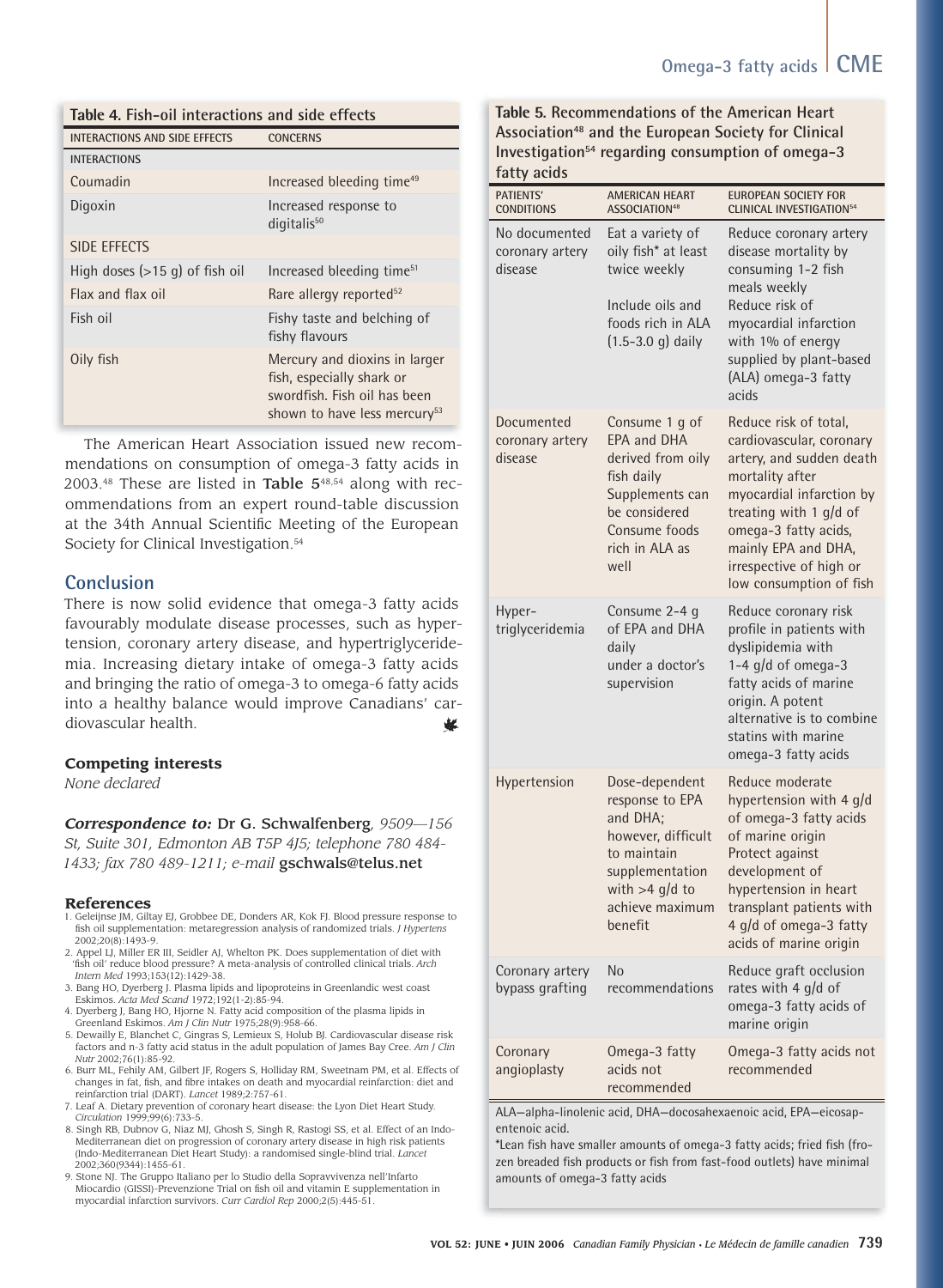**Table 4. Fish-oil interactions and side effects**

| INTERACTIONS AND SIDE EFFECTS | CONCERNS |
|---|---|
| **INTERACTIONS** | |
| Coumadin | Increased bleeding time[49] |
| Digoxin | Increased response to digitalis[50] |
| **SIDE EFFECTS** | |
| High doses (>15 g) of fish oil | Increased bleeding time[51] |
| Flax and flax oil | Rare allergy reported[52] |
| Fish oil | Fishy taste and belching of fishy flavours |
| Oily fish | Mercury and dioxins in larger fish, especially shark or swordfish. Fish oil has been shown to have less mercury[53] |

The American Heart Association issued new recommendations on consumption of omega-3 fatty acids in 2003.[48] These are listed in **Table 5**[48,54] along with recommendations from an expert round-table discussion at the 34th Annual Scientific Meeting of the European Society for Clinical Investigation.[54]

**Table 5. Recommendations of the American Heart Association[48] and the European Society for Clinical Investigation[54] regarding consumption of omega-3 fatty acids**

| PATIENTS' CONDITIONS | AMERICAN HEART ASSOCIATION[48] | EUROPEAN SOCIETY FOR CLINICAL INVESTIGATION[54] |
|---|---|---|
| No documented coronary artery disease | Eat a variety of oily fish* at least twice weekly<br>Include oils and foods rich in ALA (1.5-3.0 g) daily | Reduce coronary artery disease mortality by consuming 1-2 fish meals weekly<br>Reduce risk of myocardial infarction with 1% of energy supplied by plant-based (ALA) omega-3 fatty acids |
| Documented coronary artery disease | Consume 1 g of EPA and DHA derived from oily fish daily<br>Supplements can be considered<br>Consume foods rich in ALA as well | Reduce risk of total, cardiovascular, coronary artery, and sudden death mortality after myocardial infarction by treating with 1 g/d of omega-3 fatty acids, mainly EPA and DHA, irrespective of high or low consumption of fish |
| Hyper-triglyceridemia | Consume 2-4 g of EPA and DHA daily under a doctor's supervision | Reduce coronary risk profile in patients with dyslipidemia with 1-4 g/d of omega-3 fatty acids of marine origin. A potent alternative is to combine statins with marine omega-3 fatty acids |
| Hypertension | Dose-dependent response to EPA and DHA; however, difficult to maintain supplementation with >4 g/d to achieve maximum benefit | Reduce moderate hypertension with 4 g/d of omega-3 fatty acids of marine origin<br>Protect against development of hypertension in heart transplant patients with 4 g/d of omega-3 fatty acids of marine origin |
| Coronary artery bypass grafting | No recommendations | Reduce graft occlusion rates with 4 g/d of omega-3 fatty acids of marine origin |
| Coronary angioplasty | Omega-3 fatty acids not recommended | Omega-3 fatty acids not recommended |

ALA—alpha-linolenic acid, DHA—docosahexaenoic acid, EPA—eicosapentenoic acid.
*Lean fish have smaller amounts of omega-3 fatty acids; fried fish (frozen breaded fish products or fish from fast-food outlets) have minimal amounts of omega-3 fatty acids

## Conclusion

There is now solid evidence that omega-3 fatty acids favourably modulate disease processes, such as hypertension, coronary artery disease, and hypertriglyceridemia. Increasing dietary intake of omega-3 fatty acids and bringing the ratio of omega-3 to omega-6 fatty acids into a healthy balance would improve Canadians' cardiovascular health.

### Competing interests

*None declared*

***Correspondence to:*** **Dr G. Schwalfenberg**, *9509—156 St, Suite 301, Edmonton AB T5P 4J5; telephone 780 484-1433; fax 780 489-1211; e-mail* **gschwals@telus.net**

### References

1. Geleijnse JM, Giltay EJ, Grobbee DE, Donders AR, Kok FJ. Blood pressure response to fish oil supplementation: metaregression analysis of randomized trials. *J Hypertens* 2002;20(8):1493-9.
2. Appel LJ, Miller ER III, Seidler AJ, Whelton PK. Does supplementation of diet with 'fish oil' reduce blood pressure? A meta-analysis of controlled clinical trials. *Arch Intern Med* 1993;153(12):1429-38.
3. Bang HO, Dyerberg J. Plasma lipids and lipoproteins in Greenlandic west coast Eskimos. *Acta Med Scand* 1972;192(1-2):85-94.
4. Dyerberg J, Bang HO, Hjorne N. Fatty acid composition of the plasma lipids in Greenland Eskimos. *Am J Clin Nutr* 1975;28(9):958-66.
5. Dewailly E, Blanchet C, Gingras S, Lemieux S, Holub BJ. Cardiovascular disease risk factors and n-3 fatty acid status in the adult population of James Bay Cree. *Am J Clin Nutr* 2002;76(1):85-92.
6. Burr ML, Fehily AM, Gilbert JF, Rogers S, Holliday RM, Sweetnam PM, et al. Effects of changes in fat, fish, and fibre intakes on death and myocardial reinfarction: diet and reinfarction trial (DART). *Lancet* 1989;2:757-61.
7. Leaf A. Dietary prevention of coronary heart disease: the Lyon Diet Heart Study. *Circulation* 1999;99(6):733-5.
8. Singh RB, Dubnov G, Niaz MJ, Ghosh S, Singh R, Rastogi SS, et al. Effect of an Indo-Mediterranean diet on progression of coronary artery disease in high risk patients (Indo-Mediterranean Diet Heart Study): a randomised single-blind trial. *Lancet* 2002;360(9344):1455-61.
9. Stone NJ. The Gruppo Italiano per lo Studio della Sopravvivenza nell'Infarto Miocardio (GISSI)-Prevenzione Trial on fish oil and vitamin E supplementation in myocardial infarction survivors. *Curr Cardiol Rep* 2000;2(5):445-51.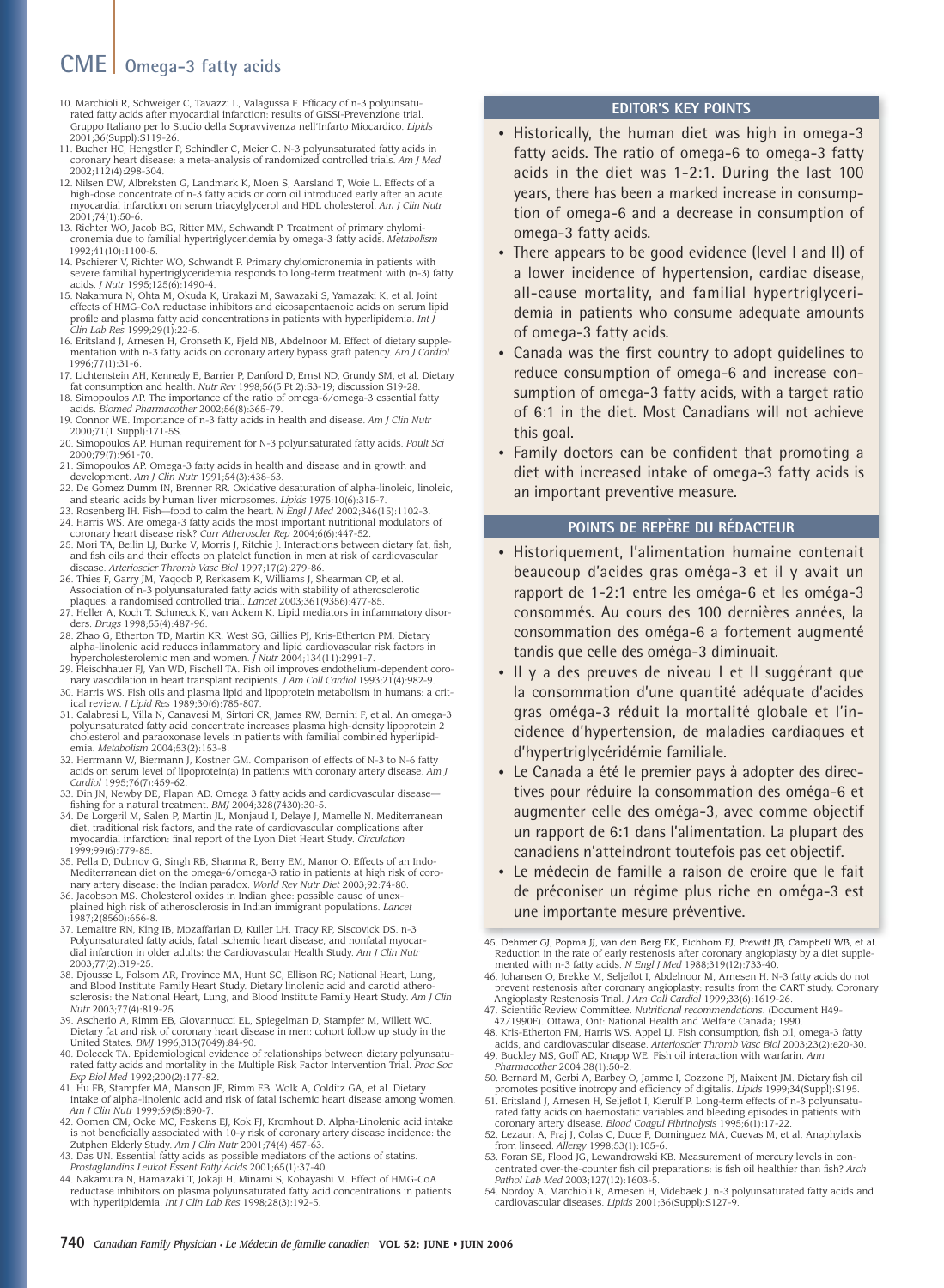10. Marchioli R, Schweiger C, Tavazzi L, Valagussa F. Efficacy of n-3 polyunsaturated fatty acids after myocardial infarction: results of GISSI-Prevenzione trial. Gruppo Italiano per lo Studio della Sopravvivenza nell'Infarto Miocardico. *Lipids* 2001;36(Suppl):S119-26.
11. Bucher HC, Hengstler P, Schindler C, Meier G. N-3 polyunsaturated fatty acids in coronary heart disease: a meta-analysis of randomized controlled trials. *Am J Med* 2002;112(4):298-304.
12. Nilsen DW, Albreksten G, Landmark K, Moen S, Aarsland T, Woie L. Effects of a high-dose concentrate of n-3 fatty acids or corn oil introduced early after an acute myocardial infarction on serum triacylglycerol and HDL cholesterol. *Am J Clin Nutr* 2001;74(1):50-6.
13. Richter WO, Jacob BG, Ritter MM, Schwandt P. Treatment of primary chylomicronemia due to familial hypertriglyceridemia by omega-3 fatty acids. *Metabolism* 1992;41(10):1100-5.
14. Pschierer V, Richter WO, Schwandt P. Primary chylomicronemia in patients with severe familial hypertriglyceridemia responds to long-term treatment with (n-3) fatty acids. *J Nutr* 1995;125(6):1490-4.
15. Nakamura N, Ohta M, Okuda K, Urakazi M, Sawazaki S, Yamazaki K, et al. Joint effects of HMG-CoA reductase inhibitors and eicosapentaenoic acids on serum lipid profile and plasma fatty acid concentrations in patients with hyperlipidemia. *Int J Clin Lab Res* 1999;29(1):22-5.
16. Eritsland J, Arnesen H, Gronseth K, Fjeld NB, Abdelnoor M. Effect of dietary supplementation with n-3 fatty acids on coronary artery bypass graft patency. *Am J Cardiol* 1996;77(1):31-6.
17. Lichtenstein AH, Kennedy E, Barrier P, Danford D, Ernst ND, Grundy SM, et al. Dietary fat consumption and health. *Nutr Rev* 1998;56(5 Pt 2):S3-19; discussion S19-28.
18. Simopoulos AP. The importance of the ratio of omega-6/omega-3 essential fatty acids. *Biomed Pharmacother* 2002;56(8):365-79.
19. Connor WE. Importance of n-3 fatty acids in health and disease. *Am J Clin Nutr* 2000;71(1 Suppl):171-5S.
20. Simopoulos AP. Human requirement for N-3 polyunsaturated fatty acids. *Poult Sci* 2000;79(7):961-70.
21. Simopoulos AP. Omega-3 fatty acids in health and disease and in growth and development. *Am J Clin Nutr* 1991;54(3):438-63.
22. De Gomez Dumm IN, Brenner RR. Oxidative desaturation of alpha-linoleic, linoleic, and stearic acids by human liver microsomes. *Lipids* 1975;10(6):315-7.
23. Rosenberg IH. Fish—food to calm the heart. *N Engl J Med* 2002;346(15):1102-3.
24. Harris WS. Are omega-3 fatty acids the most important nutritional modulators of coronary heart disease risk? *Curr Atheroscler Rep* 2004;6(6):447-52.
25. Mori TA, Beilin LJ, Burke V, Morris J, Ritchie J. Interactions between dietary fat, fish, and fish oils and their effects on platelet function in men at risk of cardiovascular disease. *Arterioscler Thromb Vasc Biol* 1997;17(2):279-86.
26. Thies F, Garry JM, Yaqoob P, Rerkasem K, Williams J, Shearman CP, et al. Association of n-3 polyunsaturated fatty acids with stability of atherosclerotic plaques: a randomised controlled trial. *Lancet* 2003;361(9356):477-85.
27. Heller A, Koch T. Schmeck K, van Ackem K. Lipid mediators in inflammatory disorders. *Drugs* 1998;55(4):487-96.
28. Zhao G, Etherton TD, Martin KR, West SG, Gillies PJ, Kris-Etherton PM. Dietary alpha-linolenic acid reduces inflammatory and lipid cardiovascular risk factors in hypercholesterolemic men and women. *J Nutr* 2004;134(11):2991-7.
29. Fleischhauer FJ, Yan WD, Fischell TA. Fish oil improves endothelium-dependent coronary vasodilation in heart transplant recipients. *J Am Coll Cardiol* 1993;21(4):982-9.
30. Harris WS. Fish oils and plasma lipid and lipoprotein metabolism in humans: a critical review. *J Lipid Res* 1989;30(6):785-807.
31. Calabresi L, Villa N, Canavesi M, Sirtori CR, James RW, Bernini F, et al. An omega-3 polyunsaturated fatty acid concentrate increases plasma high-density lipoprotein 2 cholesterol and paraoxonase levels in patients with familial combined hyperlipidemia. *Metabolism* 2004;53(2):153-8.
32. Herrmann W, Biermann J, Kostner GM. Comparison of effects of N-3 to N-6 fatty acids on serum level of lipoprotein(a) in patients with coronary artery disease. *Am J Cardiol* 1995;76(7):459-62.
33. Din JN, Newby DE, Flapan AD. Omega 3 fatty acids and cardiovascular disease—fishing for a natural treatment. *BMJ* 2004;328(7430):30-5.
34. De Lorgeril M, Salen P, Martin JL, Monjaud I, Delaye J, Mamelle N. Mediterranean diet, traditional risk factors, and the rate of cardiovascular complications after myocardial infarction: final report of the Lyon Diet Heart Study. *Circulation* 1999;99(6):779-85.
35. Pella D, Dubnov G, Singh RB, Sharma R, Berry EM, Manor O. Effects of an Indo-Mediterranean diet on the omega-6/omega-3 ratio in patients at high risk of coronary artery disease: the Indian paradox. *World Rev Nutr Diet* 2003;92:74-80.
36. Jacobson MS. Cholesterol oxides in Indian ghee: possible cause of unexplained high risk of atherosclerosis in Indian immigrant populations. *Lancet* 1987;2(8560):656-8.
37. Lemaitre RN, King IB, Mozaffarian D, Kuller LH, Tracy RP, Siscovick DS. n-3 Polyunsaturated fatty acids, fatal ischemic heart disease, and nonfatal myocardial infarction in older adults: the Cardiovascular Health Study. *Am J Clin Nutr* 2003;77(2):319-25.
38. Djousse L, Folsom AR, Province MA, Hunt SC, Ellison RC; National Heart, Lung, and Blood Institute Family Heart Study. Dietary linolenic acid and carotid atherosclerosis: the National Heart, Lung, and Blood Institute Family Heart Study. *Am J Clin Nutr* 2003;77(4):819-25.
39. Ascherio A, Rimm EB, Giovannucci EL, Spiegelman D, Stampfer M, Willett WC. Dietary fat and risk of coronary heart disease in men: cohort follow up study in the United States. *BMJ* 1996;313(7049):84-90.
40. Dolecek TA. Epidemiological evidence of relationships between dietary polyunsaturated fatty acids and mortality in the Multiple Risk Factor Intervention Trial. *Proc Soc Exp Biol Med* 1992;200(2):177-82.
41. Hu FB, Stampfer MJ, Manson JE, Rimm EB, Wolk A, Colditz GA, et al. Dietary intake of alpha-linolenic acid and risk of fatal ischemic heart disease among women. *Am J Clin Nutr* 1999;69(5):890-7.
42. Oomen CM, Ocke MC, Feskens EJ, Kok FJ, Kromhout D. Alpha-Linolenic acid intake is not beneficially associated with 10-y risk of coronary artery disease incidence: the Zutphen Elderly Study. *Am J Clin Nutr* 2001;74(4):457-63.
43. Das UN. Essential fatty acids as possible mediators of the actions of statins. *Prostaglandins Leukot Essent Fatty Acids* 2001;65(1):37-40.
44. Nakamura N, Hamazaki T, Jokaji H, Minami S, Kobayashi M. Effect of HMG-CoA reductase inhibitors on plasma polyunsaturated fatty acid concentrations in patients with hyperlipidemia. *Int J Clin Lab Res* 1998;28(3):192-5.

## EDITOR'S KEY POINTS

- Historically, the human diet was high in omega-3 fatty acids. The ratio of omega-6 to omega-3 fatty acids in the diet was 1-2:1. During the last 100 years, there has been a marked increase in consumption of omega-6 and a decrease in consumption of omega-3 fatty acids.
- There appears to be good evidence (level I and II) of a lower incidence of hypertension, cardiac disease, all-cause mortality, and familial hypertriglyceridemia in patients who consume adequate amounts of omega-3 fatty acids.
- Canada was the first country to adopt guidelines to reduce consumption of omega-6 and increase consumption of omega-3 fatty acids, with a target ratio of 6:1 in the diet. Most Canadians will not achieve this goal.
- Family doctors can be confident that promoting a diet with increased intake of omega-3 fatty acids is an important preventive measure.

## POINTS DE REPÈRE DU RÉDACTEUR

- Historiquement, l'alimentation humaine contenait beaucoup d'acides gras oméga-3 et il y avait un rapport de 1-2:1 entre les oméga-6 et les oméga-3 consommés. Au cours des 100 dernières années, la consommation des oméga-6 a fortement augmenté tandis que celle des oméga-3 diminuait.
- Il y a des preuves de niveau I et II suggérant que la consommation d'une quantité adéquate d'acides gras oméga-3 réduit la mortalité globale et l'incidence d'hypertension, de maladies cardiaques et d'hypertriglycéridémie familiale.
- Le Canada a été le premier pays à adopter des directives pour réduire la consommation des oméga-6 et augmenter celle des oméga-3, avec comme objectif un rapport de 6:1 dans l'alimentation. La plupart des canadiens n'atteindront toutefois pas cet objectif.
- Le médecin de famille a raison de croire que le fait de préconiser un régime plus riche en oméga-3 est une importante mesure préventive.

45. Dehmer GJ, Popma JJ, van den Berg EK, Eichhorn EJ, Prewitt JB, Campbell WB, et al. Reduction in the rate of early restenosis after coronary angioplasty by a diet supplemented with n-3 fatty acids. *N Engl J Med* 1988;319(12):733-40.
46. Johansen O, Brekke M, Seljeflot I, Abdelnoor M, Arnesen H. N-3 fatty acids do not prevent restenosis after coronary angioplasty: results from the CART study. Coronary Angioplasty Restenosis Trial. *J Am Coll Cardiol* 1999;33(6):1619-26.
47. Scientific Review Committee. *Nutritional recommendations*. (Document H49-42/1990E). Ottawa, Ont: National Health and Welfare Canada; 1990.
48. Kris-Etherton PM, Harris WS, Appel LJ. Fish consumption, fish oil, omega-3 fatty acids, and cardiovascular disease. *Arterioscler Thromb Vasc Biol* 2003;23(2):e20-30.
49. Buckley MS, Goff AD, Knapp WE. Fish oil interaction with warfarin. *Ann Pharmacother* 2004;38(1):50-2.
50. Bernard M, Gerbi A, Barbey O, Jamme I, Cozzone PJ, Maixent JM. Dietary fish oil promotes positive inotropy and efficiency of digitalis. *Lipids* 1999;34(Suppl):S195.
51. Eritsland J, Arnesen H, Seljeflot I, Kierulf P. Long-term effects of n-3 polyunsaturated fatty acids on haemostatic variables and bleeding episodes in patients with coronary artery disease. *Blood Coagul Fibrinolysis* 1995;6(1):17-22.
52. Lezaun A, Fraj J, Colas C, Duce F, Dominguez MA, Cuevas M, et al. Anaphylaxis from linseed. *Allergy* 1998;53(1):105-6.
53. Foran SE, Flood JG, Lewandrowski KB. Measurement of mercury levels in concentrated over-the-counter fish oil preparations: is fish oil healthier than fish? *Arch Pathol Lab Med* 2003;127(12):1603-5.
54. Nordoy A, Marchioli R, Arnesen H, Videbaek J. n-3 polyunsaturated fatty acids and cardiovascular diseases. *Lipids* 2001;36(Suppl):S127-9.